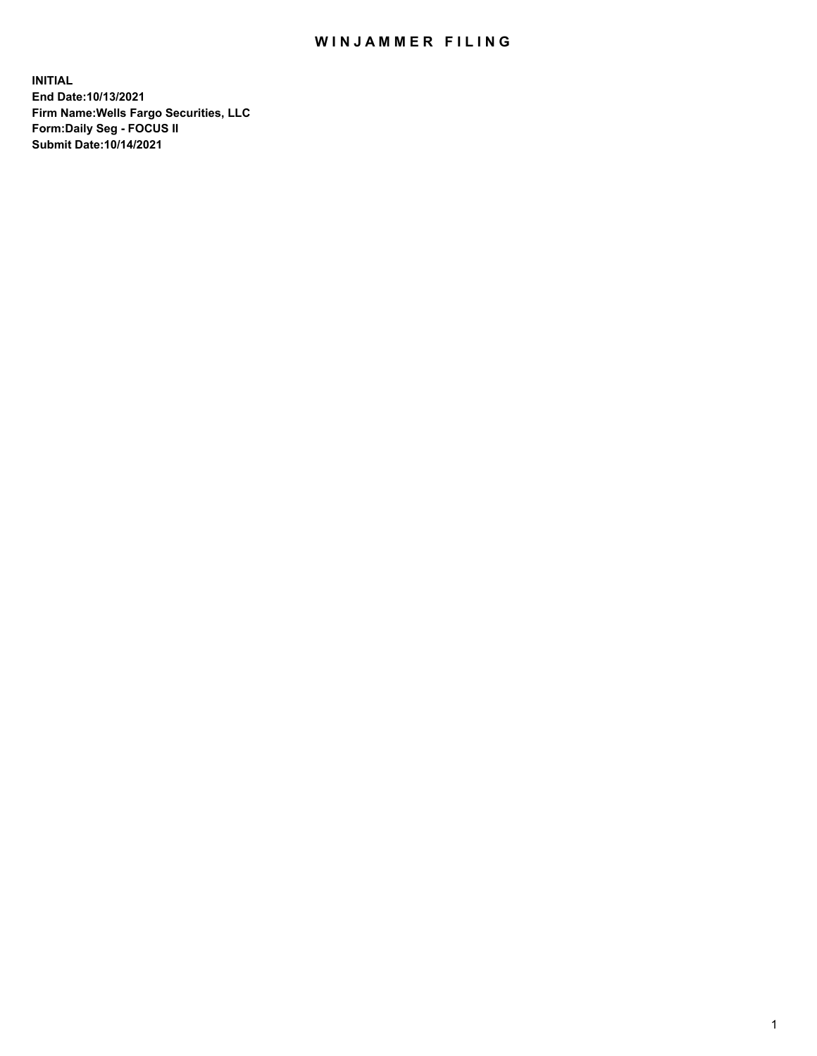# WINJAMMER FILING

**INITIAL**
**End Date:10/13/2021**
**Firm Name:Wells Fargo Securities, LLC**
**Form:Daily Seg - FOCUS II**
**Submit Date:10/14/2021**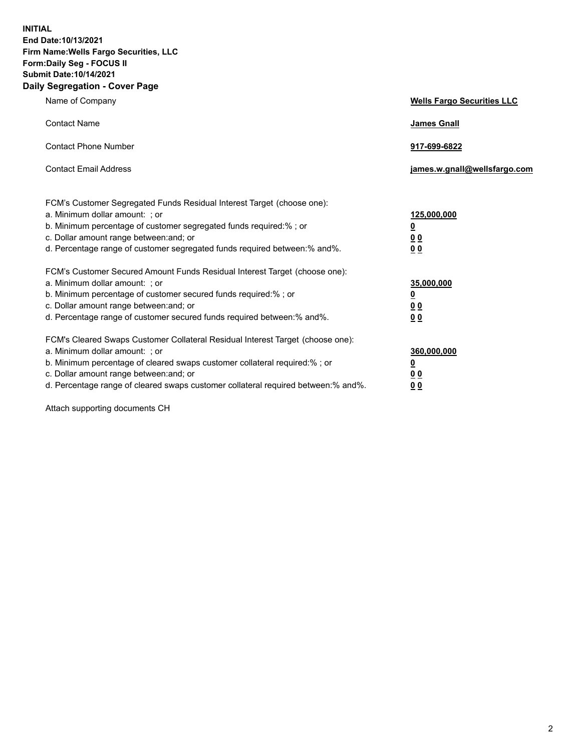**INITIAL**
**End Date:10/13/2021**
**Firm Name:Wells Fargo Securities, LLC**
**Form:Daily Seg - FOCUS II**
**Submit Date:10/14/2021**

## Daily Segregation - Cover Page

| | |
|---|---|
| Name of Company | **Wells Fargo Securities LLC** |
| Contact Name | **James Gnall** |
| Contact Phone Number | **917-699-6822** |
| Contact Email Address | **james.w.gnall@wellsfargo.com** |

| | |
|---|---|
| FCM's Customer Segregated Funds Residual Interest Target (choose one): | |
| a. Minimum dollar amount: ; or | **125,000,000** |
| b. Minimum percentage of customer segregated funds required:% ; or | **0** |
| c. Dollar amount range between:and; or | **0 0** |
| d. Percentage range of customer segregated funds required between:% and%. | **0 0** |
| FCM's Customer Secured Amount Funds Residual Interest Target (choose one): | |
| a. Minimum dollar amount: ; or | **35,000,000** |
| b. Minimum percentage of customer secured funds required:% ; or | **0** |
| c. Dollar amount range between:and; or | **0 0** |
| d. Percentage range of customer secured funds required between:% and%. | **0 0** |
| FCM's Cleared Swaps Customer Collateral Residual Interest Target (choose one): | |
| a. Minimum dollar amount: ; or | **360,000,000** |
| b. Minimum percentage of cleared swaps customer collateral required:% ; or | **0** |
| c. Dollar amount range between:and; or | **0 0** |
| d. Percentage range of cleared swaps customer collateral required between:% and%. | **0 0** |

Attach supporting documents CH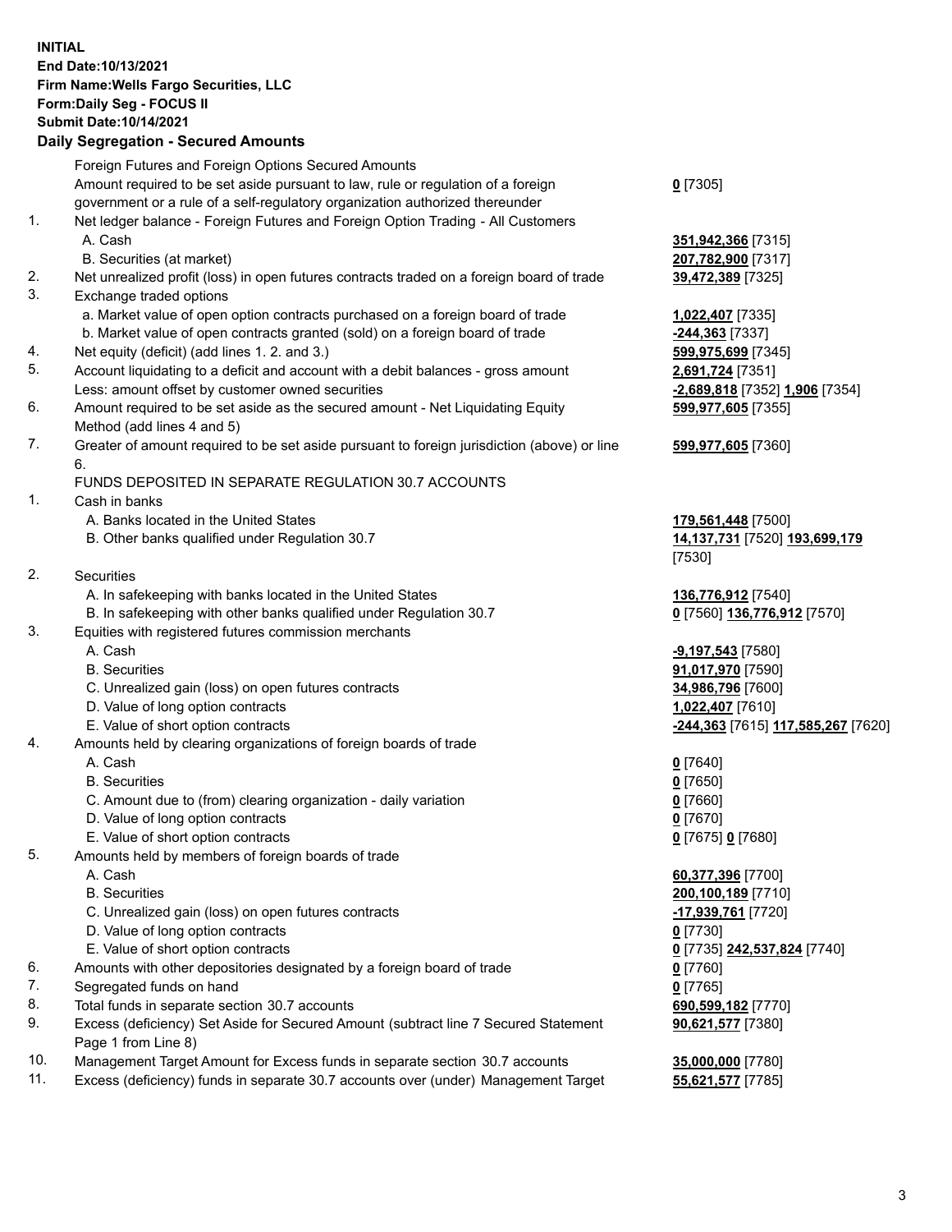**INITIAL**
**End Date:10/13/2021**
**Firm Name:Wells Fargo Securities, LLC**
**Form:Daily Seg - FOCUS II**
**Submit Date:10/14/2021**

### Daily Segregation - Secured Amounts

| | | |
|---|---|---|
| | Foreign Futures and Foreign Options Secured Amounts | |
| | Amount required to be set aside pursuant to law, rule or regulation of a foreign government or a rule of a self-regulatory organization authorized thereunder | **0** [7305] |
| 1. | Net ledger balance - Foreign Futures and Foreign Option Trading - All Customers | |
| | A. Cash | **351,942,366** [7315] |
| | B. Securities (at market) | **207,782,900** [7317] |
| 2. | Net unrealized profit (loss) in open futures contracts traded on a foreign board of trade | **39,472,389** [7325] |
| 3. | Exchange traded options | |
| | a. Market value of open option contracts purchased on a foreign board of trade | **1,022,407** [7335] |
| | b. Market value of open contracts granted (sold) on a foreign board of trade | **-244,363** [7337] |
| 4. | Net equity (deficit) (add lines 1. 2. and 3.) | **599,975,699** [7345] |
| 5. | Account liquidating to a deficit and account with a debit balances - gross amount | **2,691,724** [7351] |
| | Less: amount offset by customer owned securities | **-2,689,818** [7352] **1,906** [7354] |
| 6. | Amount required to be set aside as the secured amount - Net Liquidating Equity Method (add lines 4 and 5) | **599,977,605** [7355] |
| 7. | Greater of amount required to be set aside pursuant to foreign jurisdiction (above) or line 6. | **599,977,605** [7360] |
| | FUNDS DEPOSITED IN SEPARATE REGULATION 30.7 ACCOUNTS | |
| 1. | Cash in banks | |
| | A. Banks located in the United States | **179,561,448** [7500] |
| | B. Other banks qualified under Regulation 30.7 | **14,137,731** [7520] **193,699,179** [7530] |
| 2. | Securities | |
| | A. In safekeeping with banks located in the United States | **136,776,912** [7540] |
| | B. In safekeeping with other banks qualified under Regulation 30.7 | **0** [7560] **136,776,912** [7570] |
| 3. | Equities with registered futures commission merchants | |
| | A. Cash | **-9,197,543** [7580] |
| | B. Securities | **91,017,970** [7590] |
| | C. Unrealized gain (loss) on open futures contracts | **34,986,796** [7600] |
| | D. Value of long option contracts | **1,022,407** [7610] |
| | E. Value of short option contracts | **-244,363** [7615] **117,585,267** [7620] |
| 4. | Amounts held by clearing organizations of foreign boards of trade | |
| | A. Cash | **0** [7640] |
| | B. Securities | **0** [7650] |
| | C. Amount due to (from) clearing organization - daily variation | **0** [7660] |
| | D. Value of long option contracts | **0** [7670] |
| | E. Value of short option contracts | **0** [7675] **0** [7680] |
| 5. | Amounts held by members of foreign boards of trade | |
| | A. Cash | **60,377,396** [7700] |
| | B. Securities | **200,100,189** [7710] |
| | C. Unrealized gain (loss) on open futures contracts | **-17,939,761** [7720] |
| | D. Value of long option contracts | **0** [7730] |
| | E. Value of short option contracts | **0** [7735] **242,537,824** [7740] |
| 6. | Amounts with other depositories designated by a foreign board of trade | **0** [7760] |
| 7. | Segregated funds on hand | **0** [7765] |
| 8. | Total funds in separate section 30.7 accounts | **690,599,182** [7770] |
| 9. | Excess (deficiency) Set Aside for Secured Amount (subtract line 7 Secured Statement Page 1 from Line 8) | **90,621,577** [7380] |
| 10. | Management Target Amount for Excess funds in separate section 30.7 accounts | **35,000,000** [7780] |
| 11. | Excess (deficiency) funds in separate 30.7 accounts over (under) Management Target | **55,621,577** [7785] |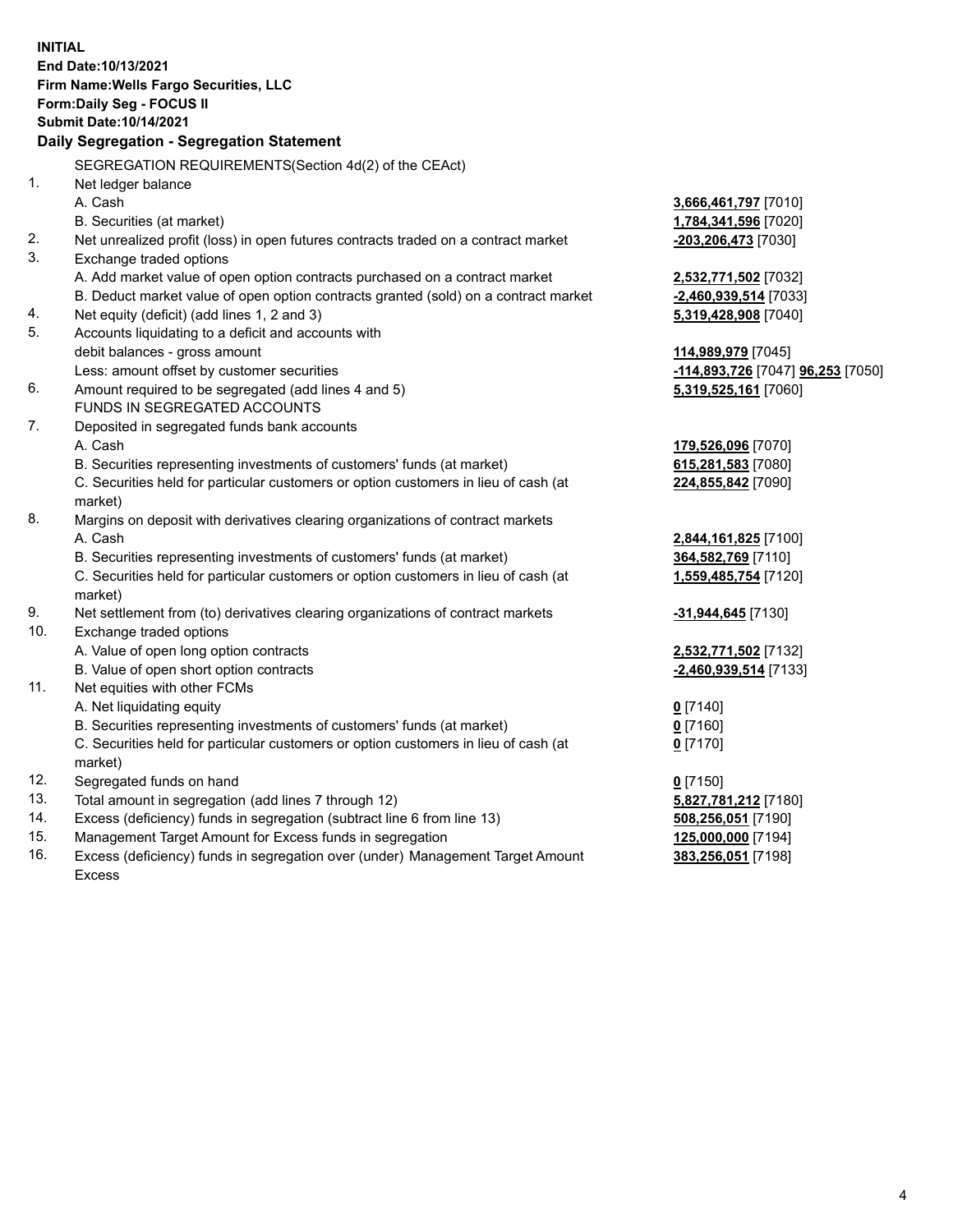**INITIAL**
**End Date:10/13/2021**
**Firm Name:Wells Fargo Securities, LLC**
**Form:Daily Seg - FOCUS II**
**Submit Date:10/14/2021**

### Daily Segregation - Segregation Statement

SEGREGATION REQUIREMENTS(Section 4d(2) of the CEAct)

| | | |
|---|---|---|
| 1. | Net ledger balance | |
| | A. Cash | **3,666,461,797** [7010] |
| | B. Securities (at market) | **1,784,341,596** [7020] |
| 2. | Net unrealized profit (loss) in open futures contracts traded on a contract market | **-203,206,473** [7030] |
| 3. | Exchange traded options | |
| | A. Add market value of open option contracts purchased on a contract market | **2,532,771,502** [7032] |
| | B. Deduct market value of open option contracts granted (sold) on a contract market | **-2,460,939,514** [7033] |
| 4. | Net equity (deficit) (add lines 1, 2 and 3) | **5,319,428,908** [7040] |
| 5. | Accounts liquidating to a deficit and accounts with | |
| | debit balances - gross amount | **114,989,979** [7045] |
| | Less: amount offset by customer securities | **-114,893,726** [7047] **96,253** [7050] |
| 6. | Amount required to be segregated (add lines 4 and 5) | **5,319,525,161** [7060] |
| | FUNDS IN SEGREGATED ACCOUNTS | |
| 7. | Deposited in segregated funds bank accounts | |
| | A. Cash | **179,526,096** [7070] |
| | B. Securities representing investments of customers' funds (at market) | **615,281,583** [7080] |
| | C. Securities held for particular customers or option customers in lieu of cash (at market) | **224,855,842** [7090] |
| 8. | Margins on deposit with derivatives clearing organizations of contract markets | |
| | A. Cash | **2,844,161,825** [7100] |
| | B. Securities representing investments of customers' funds (at market) | **364,582,769** [7110] |
| | C. Securities held for particular customers or option customers in lieu of cash (at market) | **1,559,485,754** [7120] |
| 9. | Net settlement from (to) derivatives clearing organizations of contract markets | **-31,944,645** [7130] |
| 10. | Exchange traded options | |
| | A. Value of open long option contracts | **2,532,771,502** [7132] |
| | B. Value of open short option contracts | **-2,460,939,514** [7133] |
| 11. | Net equities with other FCMs | |
| | A. Net liquidating equity | **0** [7140] |
| | B. Securities representing investments of customers' funds (at market) | **0** [7160] |
| | C. Securities held for particular customers or option customers in lieu of cash (at market) | **0** [7170] |
| 12. | Segregated funds on hand | **0** [7150] |
| 13. | Total amount in segregation (add lines 7 through 12) | **5,827,781,212** [7180] |
| 14. | Excess (deficiency) funds in segregation (subtract line 6 from line 13) | **508,256,051** [7190] |
| 15. | Management Target Amount for Excess funds in segregation | **125,000,000** [7194] |
| 16. | Excess (deficiency) funds in segregation over (under) Management Target Amount Excess | **383,256,051** [7198] |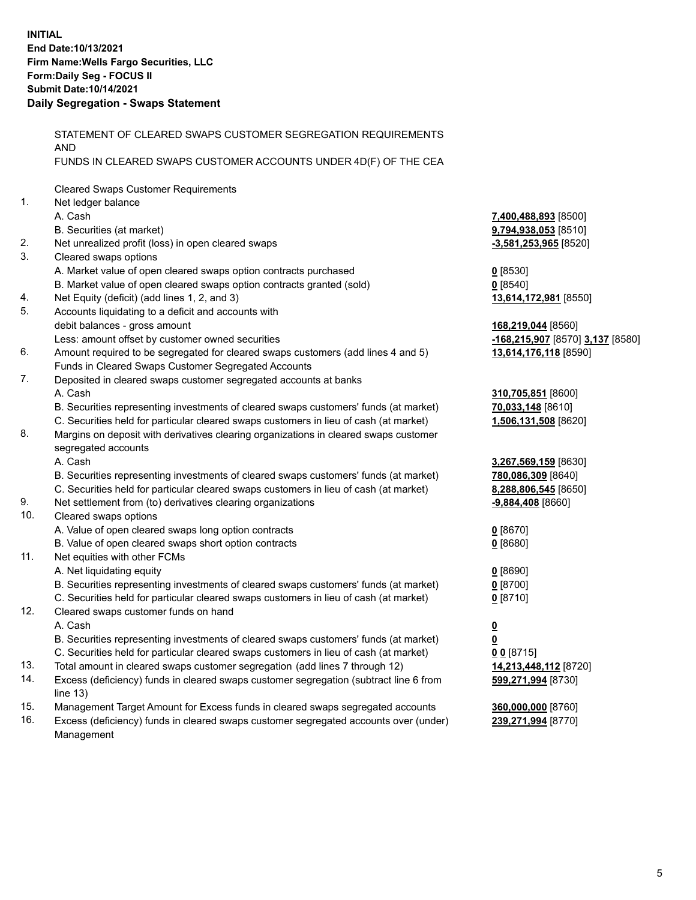**INITIAL**
**End Date:10/13/2021**
**Firm Name:Wells Fargo Securities, LLC**
**Form:Daily Seg - FOCUS II**
**Submit Date:10/14/2021**
**Daily Segregation - Swaps Statement**

STATEMENT OF CLEARED SWAPS CUSTOMER SEGREGATION REQUIREMENTS AND
FUNDS IN CLEARED SWAPS CUSTOMER ACCOUNTS UNDER 4D(F) OF THE CEA

| | | |
|---|---|---|
| | Cleared Swaps Customer Requirements | |
| 1. | Net ledger balance | |
| | A. Cash | **7,400,488,893** [8500] |
| | B. Securities (at market) | **9,794,938,053** [8510] |
| 2. | Net unrealized profit (loss) in open cleared swaps | **-3,581,253,965** [8520] |
| 3. | Cleared swaps options | |
| | A. Market value of open cleared swaps option contracts purchased | **0** [8530] |
| | B. Market value of open cleared swaps option contracts granted (sold) | **0** [8540] |
| 4. | Net Equity (deficit) (add lines 1, 2, and 3) | **13,614,172,981** [8550] |
| 5. | Accounts liquidating to a deficit and accounts with debit balances - gross amount | **168,219,044** [8560] |
| | Less: amount offset by customer owned securities | **-168,215,907** [8570] **3,137** [8580] |
| 6. | Amount required to be segregated for cleared swaps customers (add lines 4 and 5) | **13,614,176,118** [8590] |
| | Funds in Cleared Swaps Customer Segregated Accounts | |
| 7. | Deposited in cleared swaps customer segregated accounts at banks | |
| | A. Cash | **310,705,851** [8600] |
| | B. Securities representing investments of cleared swaps customers' funds (at market) | **70,033,148** [8610] |
| | C. Securities held for particular cleared swaps customers in lieu of cash (at market) | **1,506,131,508** [8620] |
| 8. | Margins on deposit with derivatives clearing organizations in cleared swaps customer segregated accounts | |
| | A. Cash | **3,267,569,159** [8630] |
| | B. Securities representing investments of cleared swaps customers' funds (at market) | **780,086,309** [8640] |
| | C. Securities held for particular cleared swaps customers in lieu of cash (at market) | **8,288,806,545** [8650] |
| 9. | Net settlement from (to) derivatives clearing organizations | **-9,884,408** [8660] |
| 10. | Cleared swaps options | |
| | A. Value of open cleared swaps long option contracts | **0** [8670] |
| | B. Value of open cleared swaps short option contracts | **0** [8680] |
| 11. | Net equities with other FCMs | |
| | A. Net liquidating equity | **0** [8690] |
| | B. Securities representing investments of cleared swaps customers' funds (at market) | **0** [8700] |
| | C. Securities held for particular cleared swaps customers in lieu of cash (at market) | **0** [8710] |
| 12. | Cleared swaps customer funds on hand | |
| | A. Cash | **0** |
| | B. Securities representing investments of cleared swaps customers' funds (at market) | **0** |
| | C. Securities held for particular cleared swaps customers in lieu of cash (at market) | **0** **0** [8715] |
| 13. | Total amount in cleared swaps customer segregation (add lines 7 through 12) | **14,213,448,112** [8720] |
| 14. | Excess (deficiency) funds in cleared swaps customer segregation (subtract line 6 from line 13) | **599,271,994** [8730] |
| 15. | Management Target Amount for Excess funds in cleared swaps segregated accounts | **360,000,000** [8760] |
| 16. | Excess (deficiency) funds in cleared swaps customer segregated accounts over (under) Management | **239,271,994** [8770] |